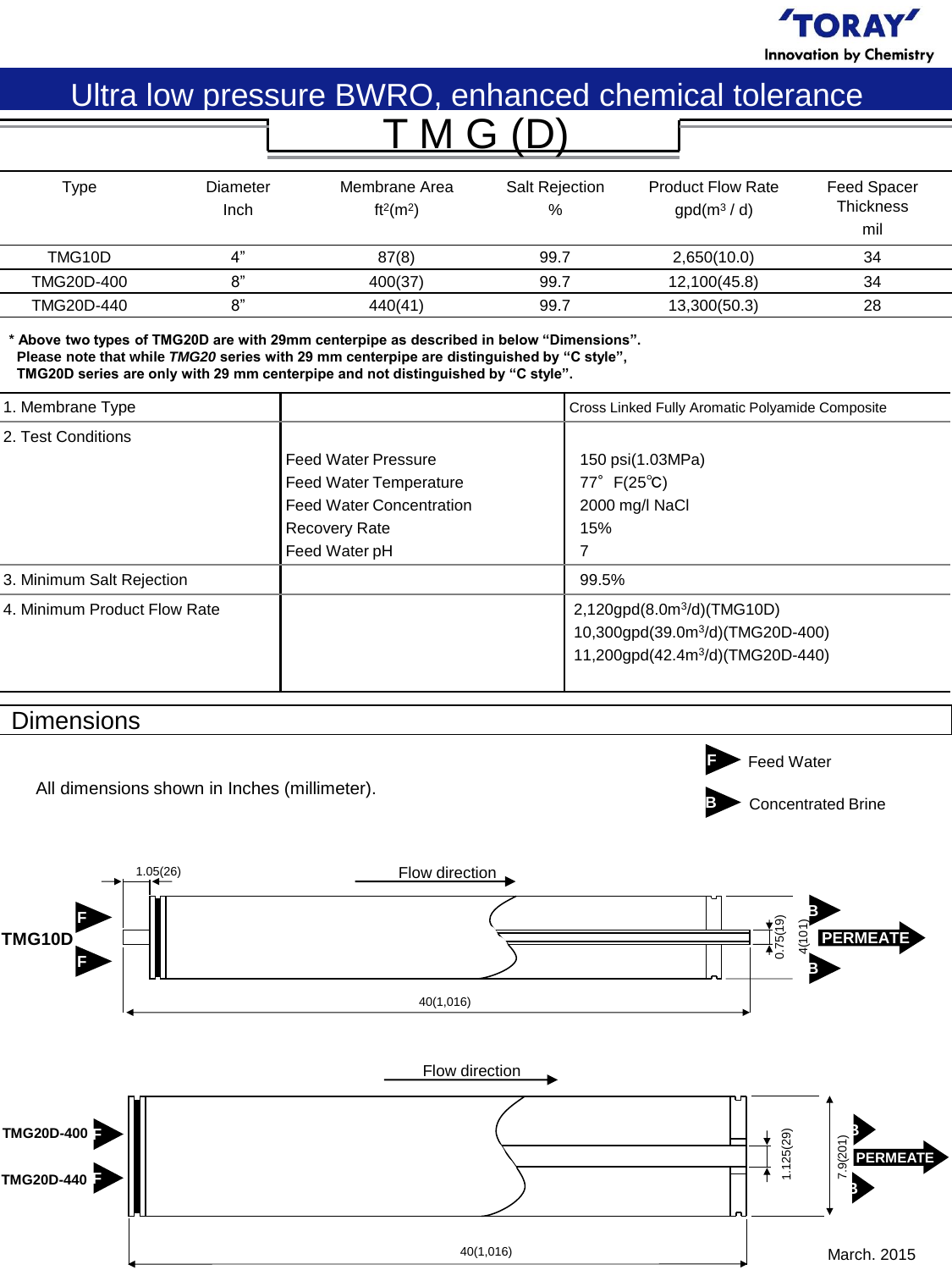TORAY
Innovation by Chemistry

# Ultra low pressure BWRO, enhanced chemical tolerance

## T M G (D)

| Type | Diameter Inch | Membrane Area ft²(m²) | Salt Rejection % | Product Flow Rate gpd(m³ / d) | Feed Spacer Thickness mil |
|---|---|---|---|---|---|
| TMG10D | 4” | 87(8) | 99.7 | 2,650(10.0) | 34 |
| TMG20D-400 | 8” | 400(37) | 99.7 | 12,100(45.8) | 34 |
| TMG20D-440 | 8” | 440(41) | 99.7 | 13,300(50.3) | 28 |

**\* Above two types of TMG20D are with 29mm centerpipe as described in below “Dimensions”. Please note that while *TMG20* series with 29 mm centerpipe are distinguished by “C style”, TMG20D series are only with 29 mm centerpipe and not distinguished by “C style”.**

| | | |
|---|---|---|
| 1. Membrane Type | | Cross Linked Fully Aromatic Polyamide Composite |
| 2. Test Conditions | Feed Water Pressure<br>Feed Water Temperature<br>Feed Water Concentration<br>Recovery Rate<br>Feed Water pH | 150 psi(1.03MPa)<br>77° F(25℃)<br>2000 mg/l NaCl<br>15%<br>7 |
| 3. Minimum Salt Rejection | | 99.5% |
| 4. Minimum Product Flow Rate | | 2,120gpd(8.0m³/d)(TMG10D)<br>10,300gpd(39.0m³/d)(TMG20D-400)<br>11,200gpd(42.4m³/d)(TMG20D-440) |

## Dimensions

All dimensions shown in Inches (millimeter).

F Feed Water
B Concentrated Brine

TMG10D: Flow direction; 1.05(26); 0.75(19); 4(101); 40(1,016); PERMEATE

TMG20D-400, TMG20D-440: Flow direction; 1.125(29); 7.9(201); 40(1,016); PERMEATE

March. 2015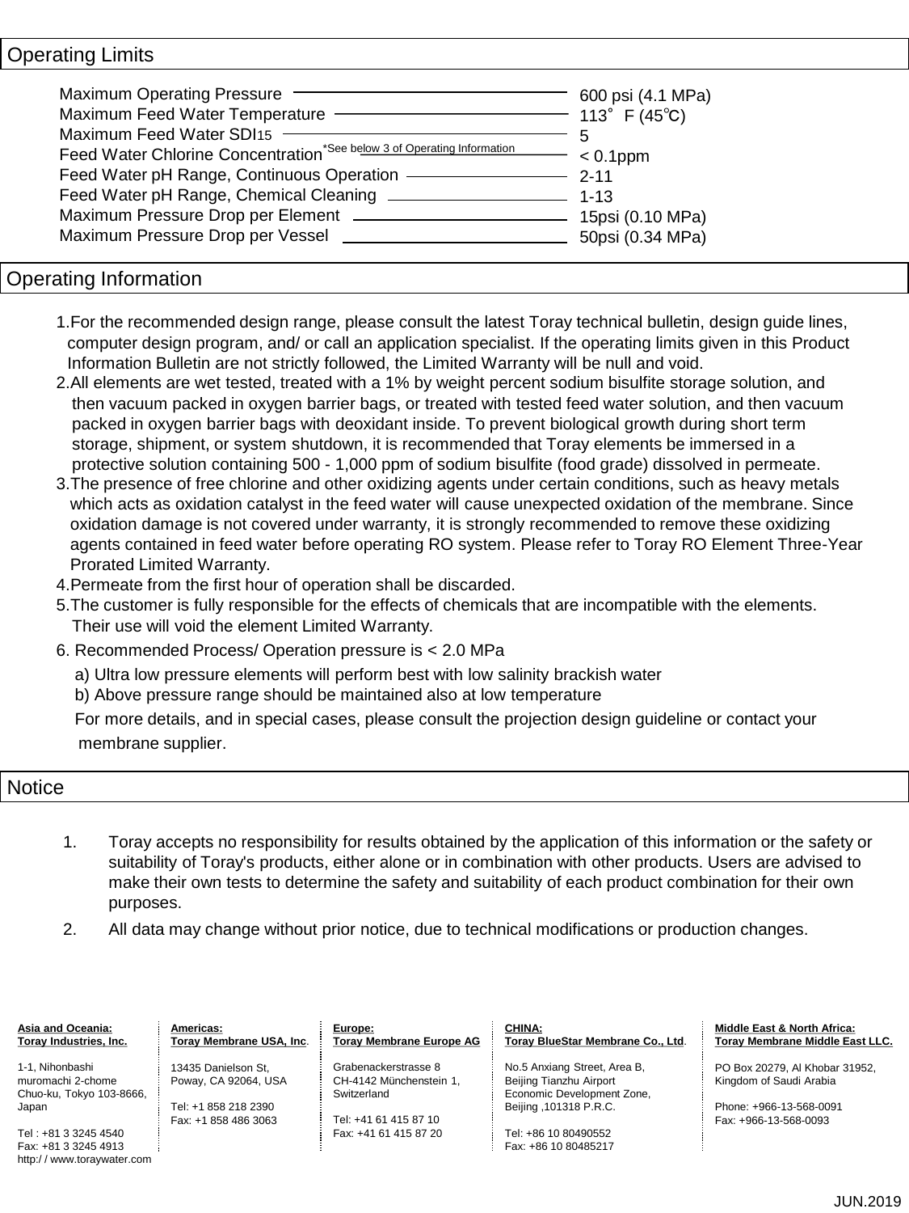## Operating Limits

| | |
|---|---|
| Maximum Operating Pressure | 600 psi (4.1 MPa) |
| Maximum Feed Water Temperature | 113° F (45℃) |
| Maximum Feed Water $SDI_{15}$ | 5 |
| Feed Water Chlorine Concentration *See below 3 of Operating Information | < 0.1ppm |
| Feed Water pH Range, Continuous Operation | 2-11 |
| Feed Water pH Range, Chemical Cleaning | 1-13 |
| Maximum Pressure Drop per Element | 15psi (0.10 MPa) |
| Maximum Pressure Drop per Vessel | 50psi (0.34 MPa) |

## Operating Information

1. For the recommended design range, please consult the latest Toray technical bulletin, design guide lines, computer design program, and/ or call an application specialist. If the operating limits given in this Product Information Bulletin are not strictly followed, the Limited Warranty will be null and void.
2. All elements are wet tested, treated with a 1% by weight percent sodium bisulfite storage solution, and then vacuum packed in oxygen barrier bags, or treated with tested feed water solution, and then vacuum packed in oxygen barrier bags with deoxidant inside. To prevent biological growth during short term storage, shipment, or system shutdown, it is recommended that Toray elements be immersed in a protective solution containing 500 - 1,000 ppm of sodium bisulfite (food grade) dissolved in permeate.
3. The presence of free chlorine and other oxidizing agents under certain conditions, such as heavy metals which acts as oxidation catalyst in the feed water will cause unexpected oxidation of the membrane. Since oxidation damage is not covered under warranty, it is strongly recommended to remove these oxidizing agents contained in feed water before operating RO system. Please refer to Toray RO Element Three-Year Prorated Limited Warranty.
4. Permeate from the first hour of operation shall be discarded.
5. The customer is fully responsible for the effects of chemicals that are incompatible with the elements. Their use will void the element Limited Warranty.
6. Recommended Process/ Operation pressure is < 2.0 MPa
   a) Ultra low pressure elements will perform best with low salinity brackish water
   b) Above pressure range should be maintained also at low temperature
   For more details, and in special cases, please consult the projection design guideline or contact your membrane supplier.

## Notice

1. Toray accepts no responsibility for results obtained by the application of this information or the safety or suitability of Toray's products, either alone or in combination with other products. Users are advised to make their own tests to determine the safety and suitability of each product combination for their own purposes.
2. All data may change without prior notice, due to technical modifications or production changes.

**Asia and Oceania:**
**Toray Industries, Inc.**

1-1, Nihonbashi
muromachi 2-chome
Chuo-ku, Tokyo 103-8666,
Japan

Tel : +81 3 3245 4540
Fax: +81 3 3245 4913
http:/ / www.toraywater.com

**Americas:**
**Toray Membrane USA, Inc.**

13435 Danielson St,
Poway, CA 92064, USA

Tel: +1 858 218 2390
Fax: +1 858 486 3063

**Europe:**
**Toray Membrane Europe AG**

Grabenackerstrasse 8
CH-4142 Münchenstein 1,
Switzerland

Tel: +41 61 415 87 10
Fax: +41 61 415 87 20

**CHINA:**
**Toray BlueStar Membrane Co., Ltd.**

No.5 Anxiang Street, Area B,
Beijing Tianzhu Airport
Economic Development Zone,
Beijing ,101318 P.R.C.

Tel: +86 10 80490552
Fax: +86 10 80485217

**Middle East & North Africa:**
**Toray Membrane Middle East LLC.**

PO Box 20279, Al Khobar 31952,
Kingdom of Saudi Arabia

Phone: +966-13-568-0091
Fax: +966-13-568-0093

JUN.2019